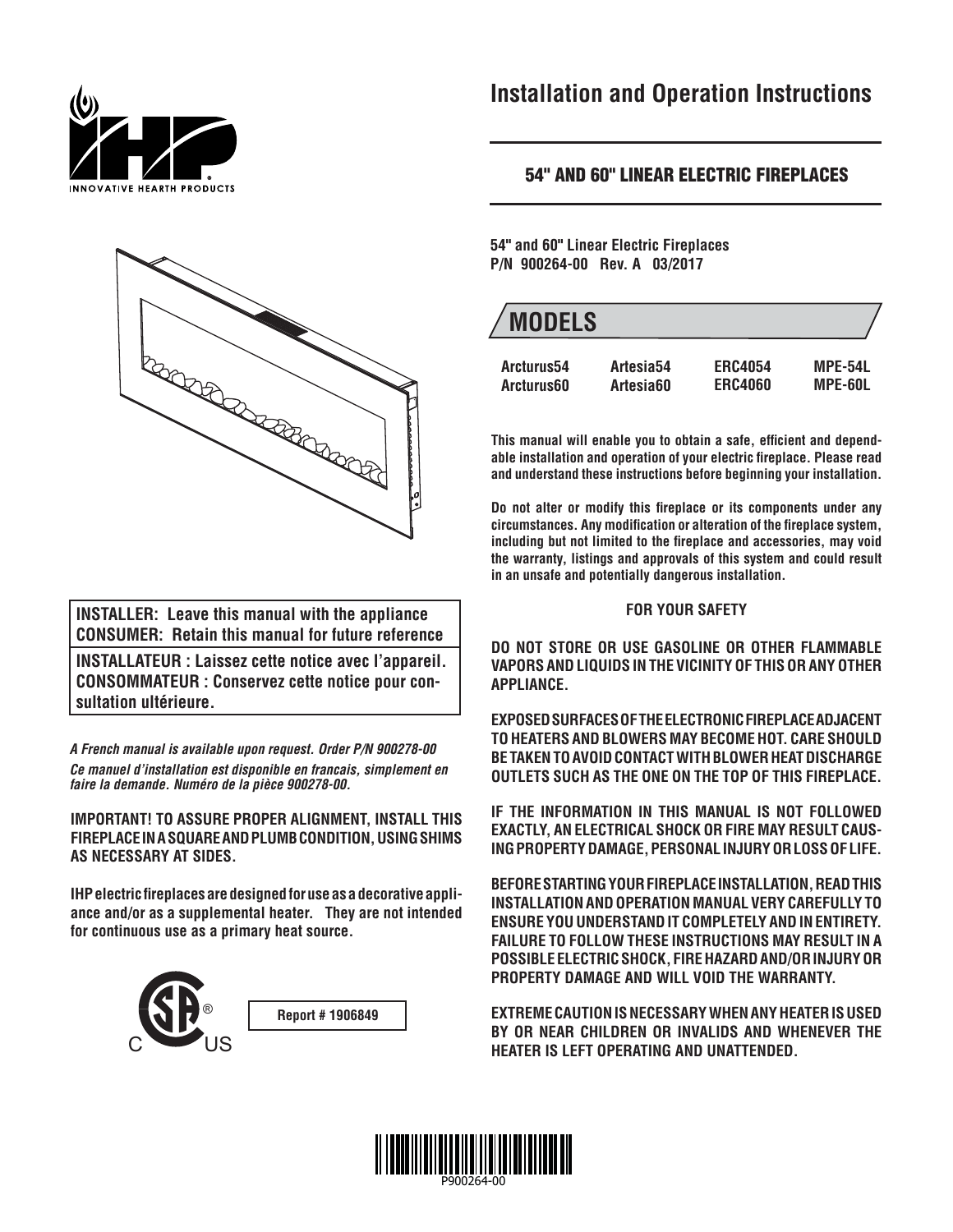# Installation and Operation Instructions

## 54" AND 60" LINEAR ELECTRIC FIREPLACES

**54" and 60" Linear Electric Fireplaces**
**P/N 900264-00 Rev. A 03/2017**

## MODELS

| | | | |
|---|---|---|---|
| Arcturus54 | Artesia54 | ERC4054 | MPE-54L |
| Arcturus60 | Artesia60 | ERC4060 | MPE-60L |

**This manual will enable you to obtain a safe, efficient and dependable installation and operation of your electric fireplace. Please read and understand these instructions before beginning your installation.**

**Do not alter or modify this fireplace or its components under any circumstances. Any modification or alteration of the fireplace system, including but not limited to the fireplace and accessories, may void the warranty, listings and approvals of this system and could result in an unsafe and potentially dangerous installation.**

**FOR YOUR SAFETY**

**DO NOT STORE OR USE GASOLINE OR OTHER FLAMMABLE VAPORS AND LIQUIDS IN THE VICINITY OF THIS OR ANY OTHER APPLIANCE.**

**EXPOSED SURFACES OF THE ELECTRONIC FIREPLACE ADJACENT TO HEATERS AND BLOWERS MAY BECOME HOT. CARE SHOULD BE TAKEN TO AVOID CONTACT WITH BLOWER HEAT DISCHARGE OUTLETS SUCH AS THE ONE ON THE TOP OF THIS FIREPLACE.**

**IF THE INFORMATION IN THIS MANUAL IS NOT FOLLOWED EXACTLY, AN ELECTRICAL SHOCK OR FIRE MAY RESULT CAUSING PROPERTY DAMAGE, PERSONAL INJURY OR LOSS OF LIFE.**

**BEFORE STARTING YOUR FIREPLACE INSTALLATION, READ THIS INSTALLATION AND OPERATION MANUAL VERY CAREFULLY TO ENSURE YOU UNDERSTAND IT COMPLETELY AND IN ENTIRETY. FAILURE TO FOLLOW THESE INSTRUCTIONS MAY RESULT IN A POSSIBLE ELECTRIC SHOCK, FIRE HAZARD AND/OR INJURY OR PROPERTY DAMAGE AND WILL VOID THE WARRANTY.**

**EXTREME CAUTION IS NECESSARY WHEN ANY HEATER IS USED BY OR NEAR CHILDREN OR INVALIDS AND WHENEVER THE HEATER IS LEFT OPERATING AND UNATTENDED.**

**INSTALLER: Leave this manual with the appliance**
**CONSUMER: Retain this manual for future reference**

**INSTALLATEUR : Laissez cette notice avec l'appareil.**
**CONSOMMATEUR : Conservez cette notice pour consultation ultérieure.**

***A French manual is available upon request. Order P/N 900278-00***

***Ce manuel d'installation est disponible en francais, simplement en faire la demande. Numéro de la pièce 900278-00.***

**IMPORTANT! TO ASSURE PROPER ALIGNMENT, INSTALL THIS FIREPLACE IN A SQUARE AND PLUMB CONDITION, USING SHIMS AS NECESSARY AT SIDES.**

**IHP electric fireplaces are designed for use as a decorative appliance and/or as a supplemental heater. They are not intended for continuous use as a primary heat source.**

**Report # 1906849**

P900264-00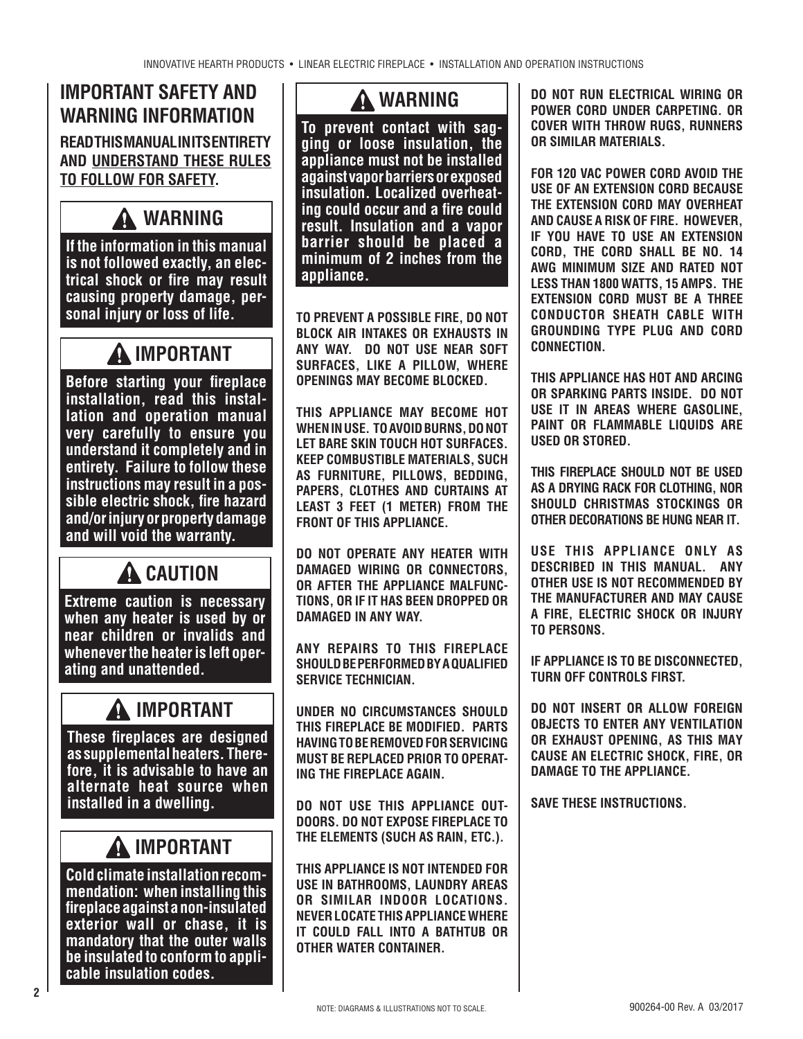## IMPORTANT SAFETY AND WARNING INFORMATION

**READ THIS MANUAL IN ITS ENTIRETY AND UNDERSTAND THESE RULES TO FOLLOW FOR SAFETY.**

### ⚠ WARNING

**If the information in this manual is not followed exactly, an electrical shock or fire may result causing property damage, personal injury or loss of life.**

### ⚠ IMPORTANT

**Before starting your fireplace installation, read this installation and operation manual very carefully to ensure you understand it completely and in entirety. Failure to follow these instructions may result in a possible electric shock, fire hazard and/or injury or property damage and will void the warranty.**

### ⚠ CAUTION

**Extreme caution is necessary when any heater is used by or near children or invalids and whenever the heater is left operating and unattended.**

### ⚠ IMPORTANT

**These fireplaces are designed as supplemental heaters. Therefore, it is advisable to have an alternate heat source when installed in a dwelling.**

### ⚠ IMPORTANT

**Cold climate installation recommendation: when installing this fireplace against a non-insulated exterior wall or chase, it is mandatory that the outer walls be insulated to conform to applicable insulation codes.**

### ⚠ WARNING

**To prevent contact with sagging or loose insulation, the appliance must not be installed against vapor barriers or exposed insulation. Localized overheating could occur and a fire could result. Insulation and a vapor barrier should be placed a minimum of 2 inches from the appliance.**

**TO PREVENT A POSSIBLE FIRE, DO NOT BLOCK AIR INTAKES OR EXHAUSTS IN ANY WAY. DO NOT USE NEAR SOFT SURFACES, LIKE A PILLOW, WHERE OPENINGS MAY BECOME BLOCKED.**

**THIS APPLIANCE MAY BECOME HOT WHEN IN USE. TO AVOID BURNS, DO NOT LET BARE SKIN TOUCH HOT SURFACES. KEEP COMBUSTIBLE MATERIALS, SUCH AS FURNITURE, PILLOWS, BEDDING, PAPERS, CLOTHES AND CURTAINS AT LEAST 3 FEET (1 METER) FROM THE FRONT OF THIS APPLIANCE.**

**DO NOT OPERATE ANY HEATER WITH DAMAGED WIRING OR CONNECTORS, OR AFTER THE APPLIANCE MALFUNCTIONS, OR IF IT HAS BEEN DROPPED OR DAMAGED IN ANY WAY.**

**ANY REPAIRS TO THIS FIREPLACE SHOULD BE PERFORMED BY A QUALIFIED SERVICE TECHNICIAN.**

**UNDER NO CIRCUMSTANCES SHOULD THIS FIREPLACE BE MODIFIED. PARTS HAVING TO BE REMOVED FOR SERVICING MUST BE REPLACED PRIOR TO OPERATING THE FIREPLACE AGAIN.**

**DO NOT USE THIS APPLIANCE OUTDOORS. DO NOT EXPOSE FIREPLACE TO THE ELEMENTS (SUCH AS RAIN, ETC.).**

**THIS APPLIANCE IS NOT INTENDED FOR USE IN BATHROOMS, LAUNDRY AREAS OR SIMILAR INDOOR LOCATIONS. NEVER LOCATE THIS APPLIANCE WHERE IT COULD FALL INTO A BATHTUB OR OTHER WATER CONTAINER.**

**DO NOT RUN ELECTRICAL WIRING OR POWER CORD UNDER CARPETING. OR COVER WITH THROW RUGS, RUNNERS OR SIMILAR MATERIALS.**

**FOR 120 VAC POWER CORD AVOID THE USE OF AN EXTENSION CORD BECAUSE THE EXTENSION CORD MAY OVERHEAT AND CAUSE A RISK OF FIRE. HOWEVER, IF YOU HAVE TO USE AN EXTENSION CORD, THE CORD SHALL BE NO. 14 AWG MINIMUM SIZE AND RATED NOT LESS THAN 1800 WATTS, 15 AMPS. THE EXTENSION CORD MUST BE A THREE CONDUCTOR SHEATH CABLE WITH GROUNDING TYPE PLUG AND CORD CONNECTION.**

**THIS APPLIANCE HAS HOT AND ARCING OR SPARKING PARTS INSIDE. DO NOT USE IT IN AREAS WHERE GASOLINE, PAINT OR FLAMMABLE LIQUIDS ARE USED OR STORED.**

**THIS FIREPLACE SHOULD NOT BE USED AS A DRYING RACK FOR CLOTHING, NOR SHOULD CHRISTMAS STOCKINGS OR OTHER DECORATIONS BE HUNG NEAR IT.**

**USE THIS APPLIANCE ONLY AS DESCRIBED IN THIS MANUAL. ANY OTHER USE IS NOT RECOMMENDED BY THE MANUFACTURER AND MAY CAUSE A FIRE, ELECTRIC SHOCK OR INJURY TO PERSONS.**

**IF APPLIANCE IS TO BE DISCONNECTED, TURN OFF CONTROLS FIRST.**

**DO NOT INSERT OR ALLOW FOREIGN OBJECTS TO ENTER ANY VENTILATION OR EXHAUST OPENING, AS THIS MAY CAUSE AN ELECTRIC SHOCK, FIRE, OR DAMAGE TO THE APPLIANCE.**

**SAVE THESE INSTRUCTIONS.**

NOTE: DIAGRAMS & ILLUSTRATIONS NOT TO SCALE.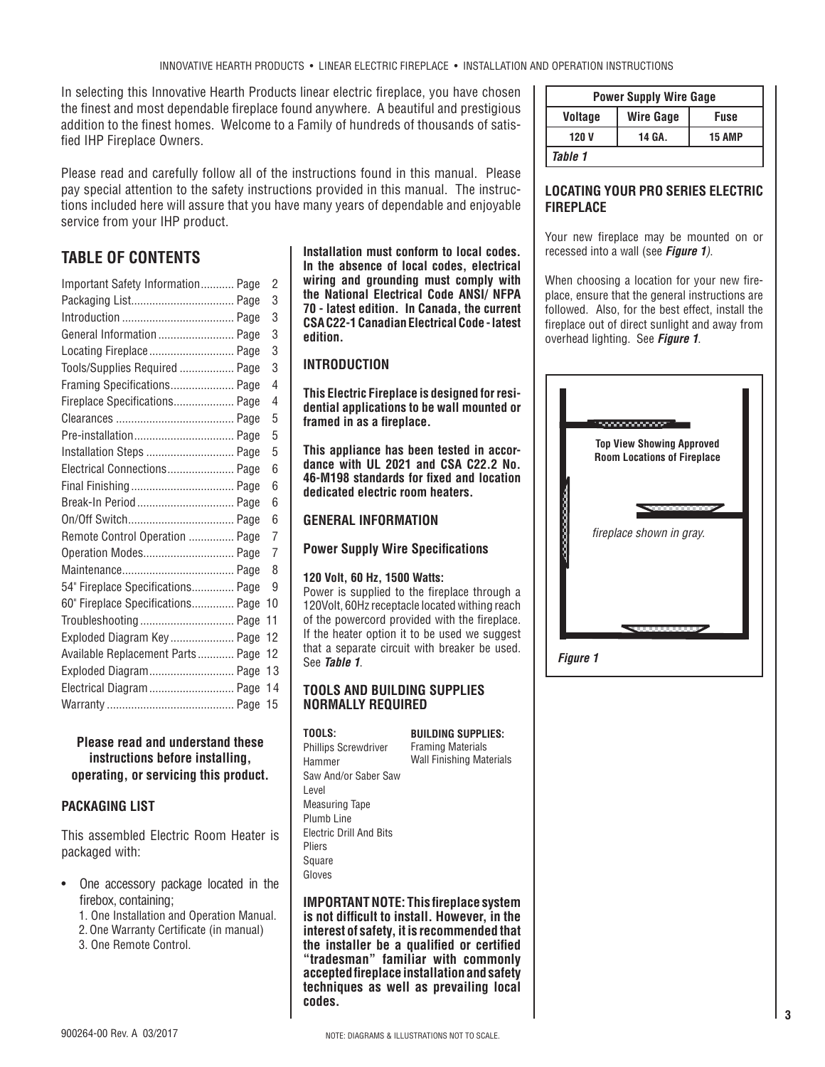In selecting this Innovative Hearth Products linear electric fireplace, you have chosen the finest and most dependable fireplace found anywhere. A beautiful and prestigious addition to the finest homes. Welcome to a Family of hundreds of thousands of satisfied IHP Fireplace Owners.

Please read and carefully follow all of the instructions found in this manual. Please pay special attention to the safety instructions provided in this manual. The instructions included here will assure that you have many years of dependable and enjoyable service from your IHP product.

## TABLE OF CONTENTS

| | |
|---|---|
| Important Safety Information | Page 2 |
| Packaging List | Page 3 |
| Introduction | Page 3 |
| General Information | Page 3 |
| Locating Fireplace | Page 3 |
| Tools/Supplies Required | Page 3 |
| Framing Specifications | Page 4 |
| Fireplace Specifications | Page 4 |
| Clearances | Page 5 |
| Pre-installation | Page 5 |
| Installation Steps | Page 5 |
| Electrical Connections | Page 6 |
| Final Finishing | Page 6 |
| Break-In Period | Page 6 |
| On/Off Switch | Page 6 |
| Remote Control Operation | Page 7 |
| Operation Modes | Page 7 |
| Maintenance | Page 8 |
| 54" Fireplace Specifications | Page 9 |
| 60" Fireplace Specifications | Page 10 |
| Troubleshooting | Page 11 |
| Exploded Diagram Key | Page 12 |
| Available Replacement Parts | Page 12 |
| Exploded Diagram | Page 13 |
| Electrical Diagram | Page 14 |
| Warranty | Page 15 |

**Please read and understand these instructions before installing, operating, or servicing this product.**

### PACKAGING LIST

This assembled Electric Room Heater is packaged with:

- One accessory package located in the firebox, containing;
  1. One Installation and Operation Manual.
  2. One Warranty Certificate (in manual)
  3. One Remote Control.

**Installation must conform to local codes. In the absence of local codes, electrical wiring and grounding must comply with the National Electrical Code ANSI/ NFPA 70 - latest edition. In Canada, the current CSA C22-1 Canadian Electrical Code - latest edition.**

### INTRODUCTION

**This Electric Fireplace is designed for residential applications to be wall mounted or framed in as a fireplace.**

**This appliance has been tested in accordance with UL 2021 and CSA C22.2 No. 46-M198 standards for fixed and location dedicated electric room heaters.**

### GENERAL INFORMATION

**Power Supply Wire Specifications**

**120 Volt, 60 Hz, 1500 Watts:**
Power is supplied to the fireplace through a 120Volt, 60Hz receptacle located withing reach of the powercord provided with the fireplace. If the heater option it to be used we suggest that a separate circuit with breaker be used. See ***Table 1***.

### TOOLS AND BUILDING SUPPLIES NORMALLY REQUIRED

**TOOLS:**
Phillips Screwdriver
Hammer
Saw And/or Saber Saw
Level
Measuring Tape
Plumb Line
Electric Drill And Bits
Pliers
Square
Gloves

**BUILDING SUPPLIES:**
Framing Materials
Wall Finishing Materials

**IMPORTANT NOTE: This fireplace system is not difficult to install. However, in the interest of safety, it is recommended that the installer be a qualified or certified "tradesman" familiar with commonly accepted fireplace installation and safety techniques as well as prevailing local codes.**

| Power Supply Wire Gage | | |
|---|---|---|
| **Voltage** | **Wire Gage** | **Fuse** |
| 120 V | 14 GA. | 15 AMP |

*Table 1*

### LOCATING YOUR PRO SERIES ELECTRIC FIREPLACE

Your new fireplace may be mounted on or recessed into a wall (see ***Figure 1***).

When choosing a location for your new fireplace, ensure that the general instructions are followed. Also, for the best effect, install the fireplace out of direct sunlight and away from overhead lighting. See ***Figure 1***.

**Top View Showing Approved Room Locations of Fireplace**

*fireplace shown in gray.*

*Figure 1*

NOTE: DIAGRAMS & ILLUSTRATIONS NOT TO SCALE.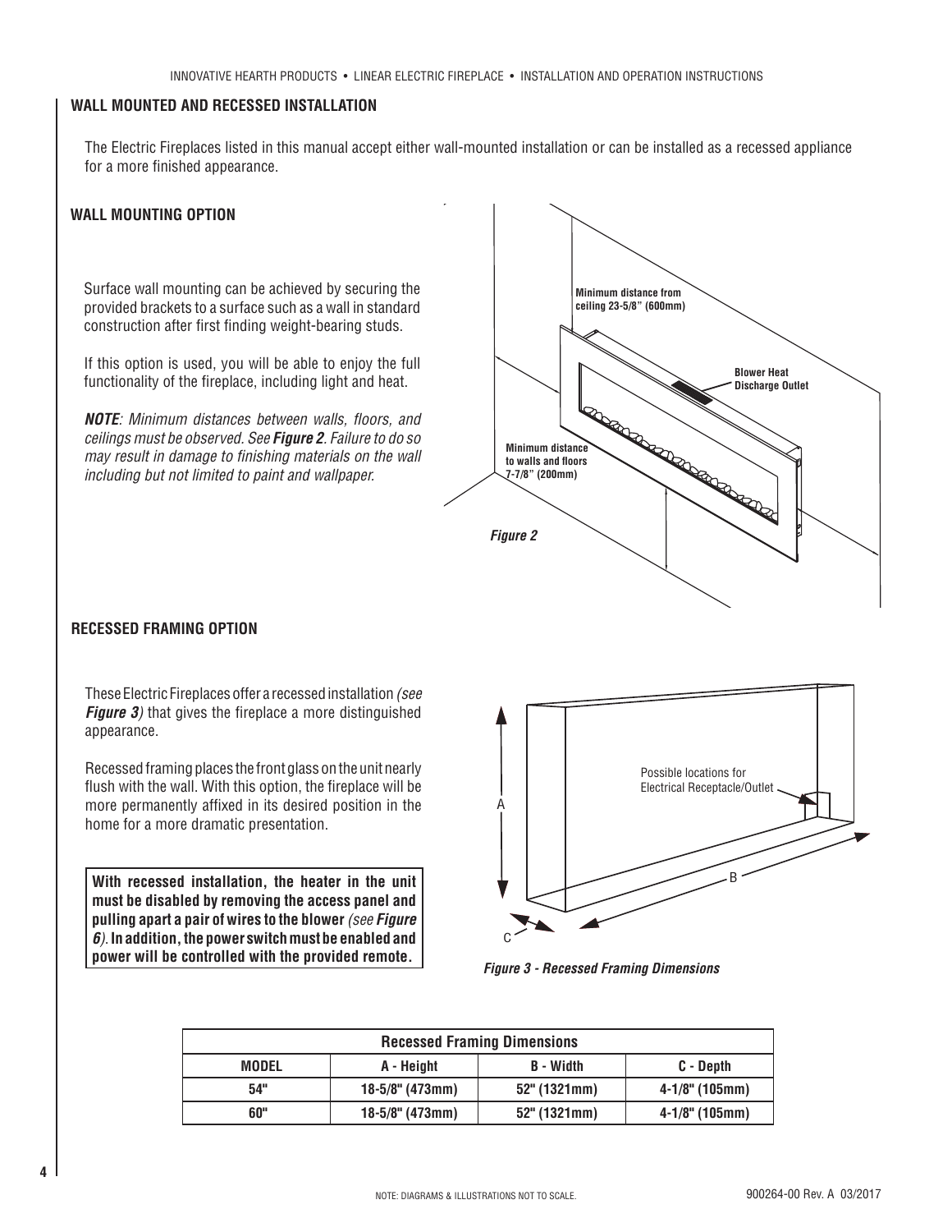## WALL MOUNTED AND RECESSED INSTALLATION

The Electric Fireplaces listed in this manual accept either wall-mounted installation or can be installed as a recessed appliance for a more finished appearance.

### WALL MOUNTING OPTION

Surface wall mounting can be achieved by securing the provided brackets to a surface such as a wall in standard construction after first finding weight-bearing studs.

If this option is used, you will be able to enjoy the full functionality of the fireplace, including light and heat.

***NOTE**: Minimum distances between walls, floors, and ceilings must be observed. See **Figure 2**. Failure to do so may result in damage to finishing materials on the wall including but not limited to paint and wallpaper.*

Minimum distance from ceiling 23-5/8" (600mm)

Blower Heat Discharge Outlet

Minimum distance to walls and floors 7-7/8" (200mm)

*Figure 2*

### RECESSED FRAMING OPTION

These Electric Fireplaces offer a recessed installation *(see **Figure 3**)* that gives the fireplace a more distinguished appearance.

Recessed framing places the front glass on the unit nearly flush with the wall. With this option, the fireplace will be more permanently affixed in its desired position in the home for a more dramatic presentation.

**With recessed installation, the heater in the unit must be disabled by removing the access panel and pulling apart a pair of wires to the blower** *(see **Figure 6**)*. **In addition, the power switch must be enabled and power will be controlled with the provided remote.**

Possible locations for Electrical Receptacle/Outlet

A

B

C

***Figure 3 - Recessed Framing Dimensions***

| Recessed Framing Dimensions | | | |
|---|---|---|---|
| **MODEL** | **A - Height** | **B - Width** | **C - Depth** |
| 54" | 18-5/8" (473mm) | 52" (1321mm) | 4-1/8" (105mm) |
| 60" | 18-5/8" (473mm) | 52" (1321mm) | 4-1/8" (105mm) |

NOTE: DIAGRAMS & ILLUSTRATIONS NOT TO SCALE.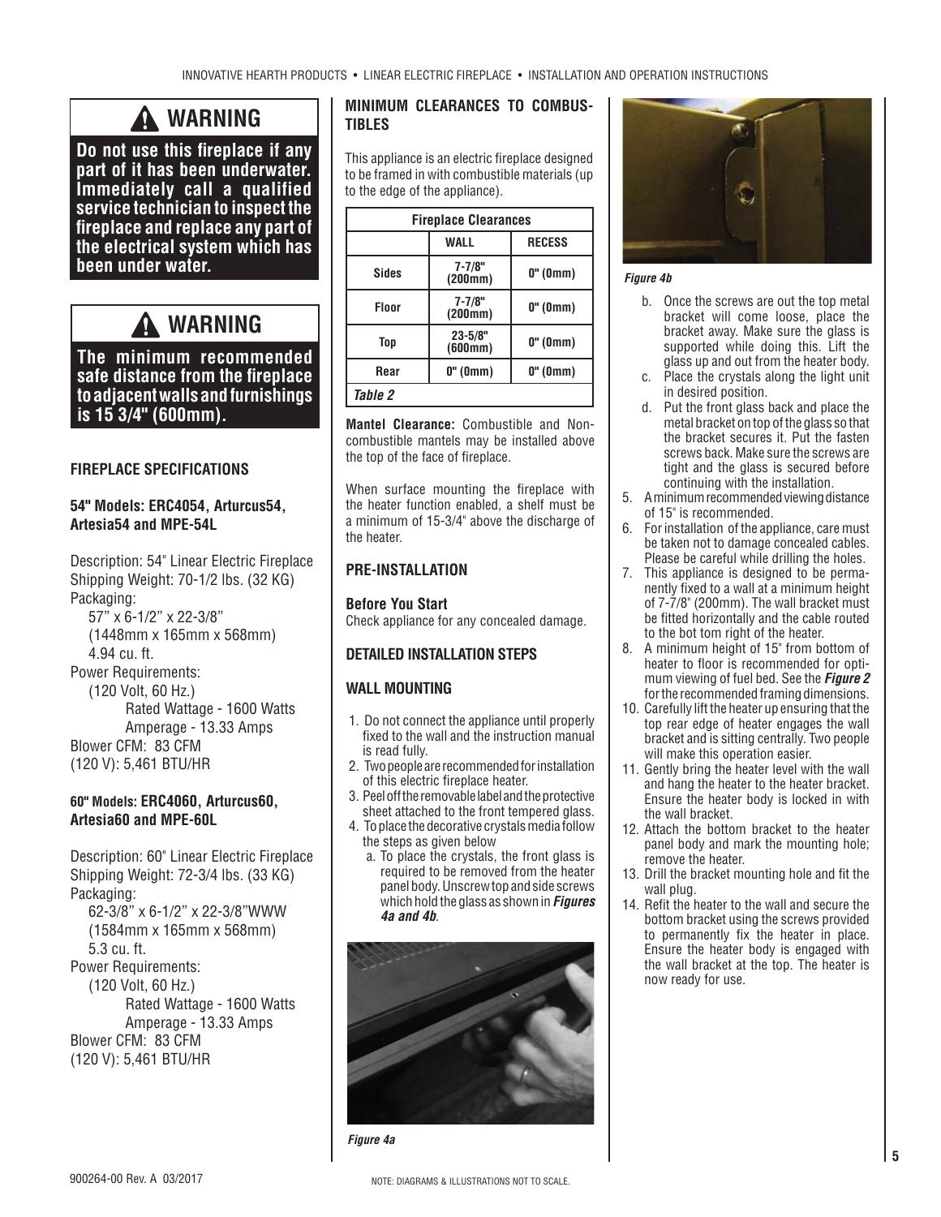## ⚠ WARNING

**Do not use this fireplace if any part of it has been underwater. Immediately call a qualified service technician to inspect the fireplace and replace any part of the electrical system which has been under water.**

## ⚠ WARNING

**The minimum recommended safe distance from the fireplace to adjacent walls and furnishings is 15 3/4" (600mm).**

### FIREPLACE SPECIFICATIONS

#### 54" Models: ERC4054, Arturcus54, Artesia54 and MPE-54L

Description: 54" Linear Electric Fireplace
Shipping Weight: 70-1/2 lbs. (32 KG)
Packaging:
57" x 6-1/2" x 22-3/8"
(1448mm x 165mm x 568mm)
4.94 cu. ft.
Power Requirements:
(120 Volt, 60 Hz.)
Rated Wattage - 1600 Watts
Amperage - 13.33 Amps
Blower CFM: 83 CFM
(120 V): 5,461 BTU/HR

#### 60" Models: ERC4060, Arturcus60, Artesia60 and MPE-60L

Description: 60" Linear Electric Fireplace
Shipping Weight: 72-3/4 lbs. (33 KG)
Packaging:
62-3/8" x 6-1/2" x 22-3/8"WWW
(1584mm x 165mm x 568mm)
5.3 cu. ft.
Power Requirements:
(120 Volt, 60 Hz.)
Rated Wattage - 1600 Watts
Amperage - 13.33 Amps
Blower CFM: 83 CFM
(120 V): 5,461 BTU/HR

### MINIMUM CLEARANCES TO COMBUSTIBLES

This appliance is an electric fireplace designed to be framed in with combustible materials (up to the edge of the appliance).

| Fireplace Clearances | | |
|---|---|---|
| | WALL | RECESS |
| Sides | 7-7/8" (200mm) | 0" (0mm) |
| Floor | 7-7/8" (200mm) | 0" (0mm) |
| Top | 23-5/8" (600mm) | 0" (0mm) |
| Rear | 0" (0mm) | 0" (0mm) |

*Table 2*

**Mantel Clearance:** Combustible and Non-combustible mantels may be installed above the top of the face of fireplace.

When surface mounting the fireplace with the heater function enabled, a shelf must be a minimum of 15-3/4" above the discharge of the heater.

### PRE-INSTALLATION

#### Before You Start

Check appliance for any concealed damage.

### DETAILED INSTALLATION STEPS

### WALL MOUNTING

1. Do not connect the appliance until properly fixed to the wall and the instruction manual is read fully.
2. Two people are recommended for installation of this electric fireplace heater.
3. Peel off the removable label and the protective sheet attached to the front tempered glass.
4. To place the decorative crystals media follow the steps as given below
   a. To place the crystals, the front glass is required to be removed from the heater panel body. Unscrew top and side screws which hold the glass as shown in ***Figures 4a and 4b***.

*Figure 4a*

*Figure 4b*

   b. Once the screws are out the top metal bracket will come loose, place the bracket away. Make sure the glass is supported while doing this. Lift the glass up and out from the heater body.
   c. Place the crystals along the light unit in desired position.
   d. Put the front glass back and place the metal bracket on top of the glass so that the bracket secures it. Put the fasten screws back. Make sure the screws are tight and the glass is secured before continuing with the installation.
5. A minimum recommended viewing distance of 15" is recommended.
6. For installation of the appliance, care must be taken not to damage concealed cables. Please be careful while drilling the holes.
7. This appliance is designed to be permanently fixed to a wall at a minimum height of 7-7/8" (200mm). The wall bracket must be fitted horizontally and the cable routed to the bot tom right of the heater.
8. A minimum height of 15" from bottom of heater to floor is recommended for optimum viewing of fuel bed. See the ***Figure 2*** for the recommended framing dimensions.
10. Carefully lift the heater up ensuring that the top rear edge of heater engages the wall bracket and is sitting centrally. Two people will make this operation easier.
11. Gently bring the heater level with the wall and hang the heater to the heater bracket. Ensure the heater body is locked in with the wall bracket.
12. Attach the bottom bracket to the heater panel body and mark the mounting hole; remove the heater.
13. Drill the bracket mounting hole and fit the wall plug.
14. Refit the heater to the wall and secure the bottom bracket using the screws provided to permanently fix the heater in place. Ensure the heater body is engaged with the wall bracket at the top. The heater is now ready for use.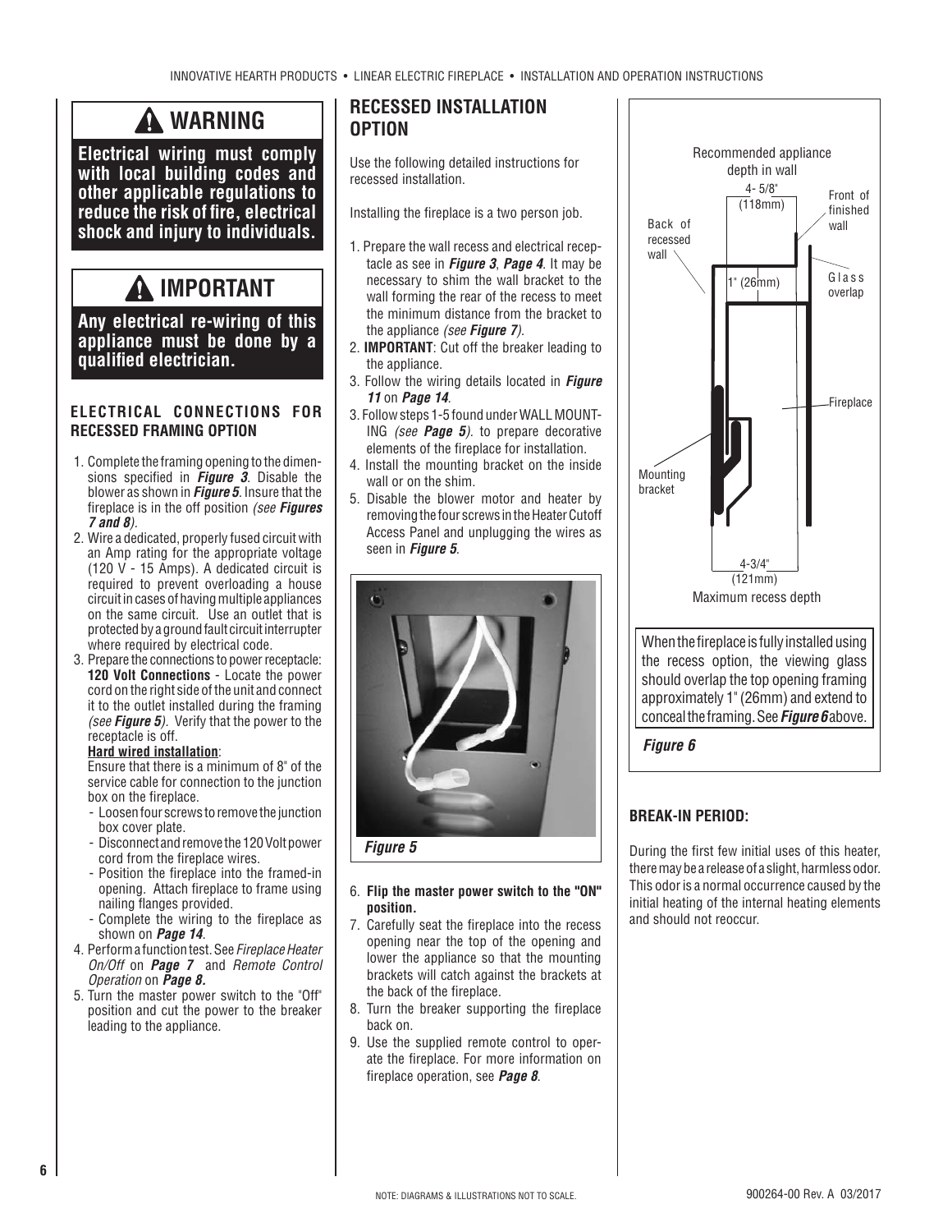## ⚠ WARNING

**Electrical wiring must comply with local building codes and other applicable regulations to reduce the risk of fire, electrical shock and injury to individuals.**

## ⚠ IMPORTANT

**Any electrical re-wiring of this appliance must be done by a qualified electrician.**

### ELECTRICAL CONNECTIONS FOR RECESSED FRAMING OPTION

1. Complete the framing opening to the dimensions specified in ***Figure 3***. Disable the blower as shown in ***Figure 5***. Insure that the fireplace is in the off position *(see **Figures 7 and 8**)*.
2. Wire a dedicated, properly fused circuit with an Amp rating for the appropriate voltage (120 V - 15 Amps). A dedicated circuit is required to prevent overloading a house circuit in cases of having multiple appliances on the same circuit. Use an outlet that is protected by a ground fault circuit interrupter where required by electrical code.
3. Prepare the connections to power receptacle: **120 Volt Connections** - Locate the power cord on the right side of the unit and connect it to the outlet installed during the framing *(see **Figure 5**)*. Verify that the power to the receptacle is off.

   **Hard wired installation**:

   Ensure that there is a minimum of 8" of the service cable for connection to the junction box on the fireplace.
   - Loosen four screws to remove the junction box cover plate.
   - Disconnect and remove the 120 Volt power cord from the fireplace wires.
   - Position the fireplace into the framed-in opening. Attach fireplace to frame using nailing flanges provided.
   - Complete the wiring to the fireplace as shown on ***Page 14***.
4. Perform a function test. See *Fireplace Heater On/Off* on ***Page 7*** and *Remote Control Operation* on ***Page 8***.
5. Turn the master power switch to the "Off" position and cut the power to the breaker leading to the appliance.

## RECESSED INSTALLATION OPTION

Use the following detailed instructions for recessed installation.

Installing the fireplace is a two person job.

1. Prepare the wall recess and electrical receptacle as see in ***Figure 3***, ***Page 4***. It may be necessary to shim the wall bracket to the wall forming the rear of the recess to meet the minimum distance from the bracket to the appliance *(see **Figure 7**)*.
2. **IMPORTANT**: Cut off the breaker leading to the appliance.
3. Follow the wiring details located in ***Figure 11*** on ***Page 14***.
3. Follow steps 1-5 found under WALL MOUNTING *(see **Page 5**)*. to prepare decorative elements of the fireplace for installation.
4. Install the mounting bracket on the inside wall or on the shim.
5. Disable the blower motor and heater by removing the four screws in the Heater Cutoff Access Panel and unplugging the wires as seen in ***Figure 5***.

*Figure 5*

6. **Flip the master power switch to the "ON" position.**
7. Carefully seat the fireplace into the recess opening near the top of the opening and lower the appliance so that the mounting brackets will catch against the brackets at the back of the fireplace.
8. Turn the breaker supporting the fireplace back on.
9. Use the supplied remote control to operate the fireplace. For more information on fireplace operation, see ***Page 8***.

Recommended appliance depth in wall: 4- 5/8" (118mm)

Back of recessed wall — Front of finished wall — 1" (26mm) — Glass overlap — Fireplace — Mounting bracket

4-3/4" (121mm) Maximum recess depth

When the fireplace is fully installed using the recess option, the viewing glass should overlap the top opening framing approximately 1" (26mm) and extend to conceal the framing. See ***Figure 6*** above.

*Figure 6*

### BREAK-IN PERIOD:

During the first few initial uses of this heater, there may be a release of a slight, harmless odor. This odor is a normal occurrence caused by the initial heating of the internal heating elements and should not reoccur.

NOTE: DIAGRAMS & ILLUSTRATIONS NOT TO SCALE.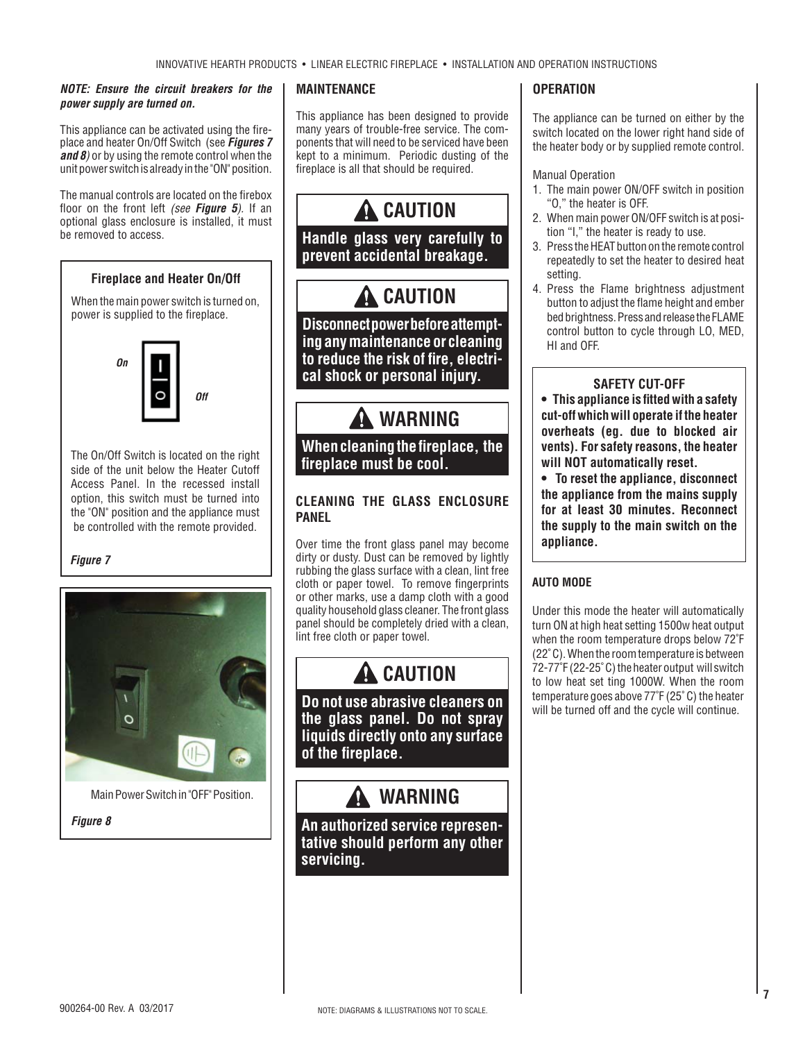***NOTE: Ensure the circuit breakers for the power supply are turned on.***

This appliance can be activated using the fireplace and heater On/Off Switch (see ***Figures 7 and 8***) or by using the remote control when the unit power switch is already in the "ON" position.

The manual controls are located on the firebox floor on the front left *(see **Figure 5**)*. If an optional glass enclosure is installed, it must be removed to access.

**Fireplace and Heater On/Off**

When the main power switch is turned on, power is supplied to the fireplace.

*On*

*Off*

The On/Off Switch is located on the right side of the unit below the Heater Cutoff Access Panel. In the recessed install option, this switch must be turned into the "ON" position and the appliance must be controlled with the remote provided.

***Figure 7***

Main Power Switch in "OFF" Position.

***Figure 8***

## MAINTENANCE

This appliance has been designed to provide many years of trouble-free service. The components that will need to be serviced have been kept to a minimum. Periodic dusting of the fireplace is all that should be required.

**⚠ CAUTION**

**Handle glass very carefully to prevent accidental breakage.**

**⚠ CAUTION**

**Disconnect power before attempting any maintenance or cleaning to reduce the risk of fire, electrical shock or personal injury.**

**⚠ WARNING**

**When cleaning the fireplace, the fireplace must be cool.**

### CLEANING THE GLASS ENCLOSURE PANEL

Over time the front glass panel may become dirty or dusty. Dust can be removed by lightly rubbing the glass surface with a clean, lint free cloth or paper towel. To remove fingerprints or other marks, use a damp cloth with a good quality household glass cleaner. The front glass panel should be completely dried with a clean, lint free cloth or paper towel.

**⚠ CAUTION**

**Do not use abrasive cleaners on the glass panel. Do not spray liquids directly onto any surface of the fireplace.**

**⚠ WARNING**

**An authorized service representative should perform any other servicing.**

## OPERATION

The appliance can be turned on either by the switch located on the lower right hand side of the heater body or by supplied remote control.

Manual Operation

1. The main power ON/OFF switch in position "O," the heater is OFF.
2. When main power ON/OFF switch is at position "I," the heater is ready to use.
3. Press the HEAT button on the remote control repeatedly to set the heater to desired heat setting.
4. Press the Flame brightness adjustment button to adjust the flame height and ember bed brightness. Press and release the FLAME control button to cycle through LO, MED, HI and OFF.

**SAFETY CUT-OFF**

- **This appliance is fitted with a safety cut-off which will operate if the heater overheats (eg. due to blocked air vents). For safety reasons, the heater will NOT automatically reset.**
- **To reset the appliance, disconnect the appliance from the mains supply for at least 30 minutes. Reconnect the supply to the main switch on the appliance.**

### AUTO MODE

Under this mode the heater will automatically turn ON at high heat setting 1500w heat output when the room temperature drops below 72˚F (22˚C). When the room temperature is between 72-77˚F (22-25˚C) the heater output will switch to low heat set ting 1000W. When the room temperature goes above 77˚F (25˚C) the heater will be turned off and the cycle will continue.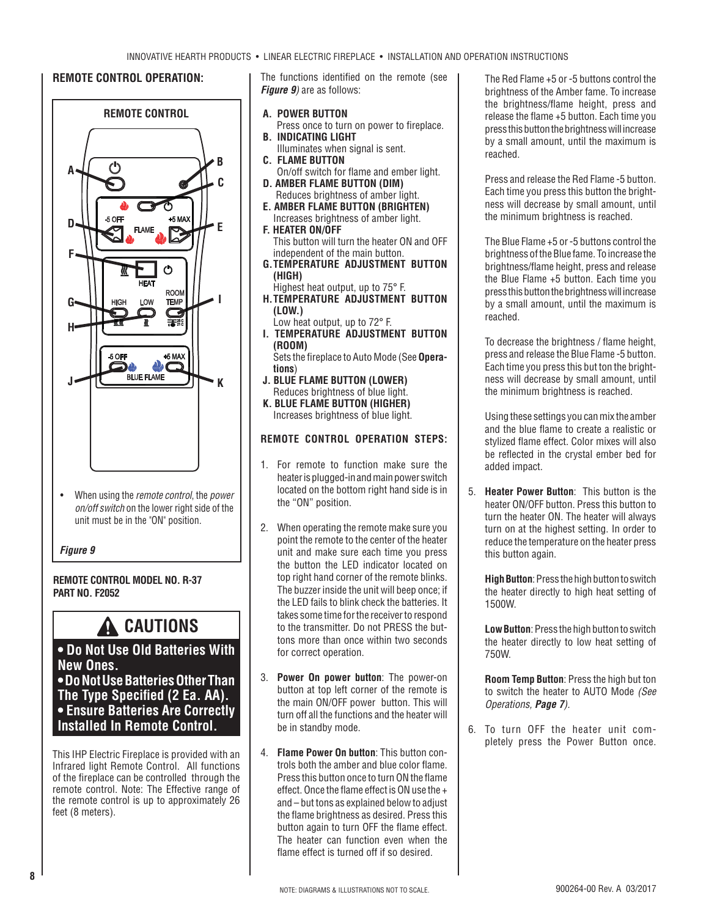## REMOTE CONTROL OPERATION:

**REMOTE CONTROL**

- When using the *remote control*, the *power on/off switch* on the lower right side of the unit must be in the "ON" position.

***Figure 9***

**REMOTE CONTROL MODEL NO. R-37**
**PART NO. F2052**

## ⚠ CAUTIONS

- **Do Not Use Old Batteries With New Ones.**
- **Do Not Use Batteries Other Than The Type Specified (2 Ea. AA).**
- **Ensure Batteries Are Correctly Installed In Remote Control.**

This IHP Electric Fireplace is provided with an Infrared light Remote Control. All functions of the fireplace can be controlled through the remote control. Note: The Effective range of the remote control is up to approximately 26 feet (8 meters).

The functions identified on the remote (see ***Figure 9***) are as follows:

**A. POWER BUTTON**
Press once to turn on power to fireplace.

**B. INDICATING LIGHT**
Illuminates when signal is sent.

**C. FLAME BUTTON**
On/off switch for flame and ember light.

**D. AMBER FLAME BUTTON (DIM)**
Reduces brightness of amber light.

**E. AMBER FLAME BUTTON (BRIGHTEN)**
Increases brightness of amber light.

**F. HEATER ON/OFF**
This button will turn the heater ON and OFF independent of the main button.

**G. TEMPERATURE ADJUSTMENT BUTTON (HIGH)**
Highest heat output, up to 75° F.

**H. TEMPERATURE ADJUSTMENT BUTTON (LOW.)**
Low heat output, up to 72° F.

**I. TEMPERATURE ADJUSTMENT BUTTON (ROOM)**
Sets the fireplace to Auto Mode (See **Operations**)

**J. BLUE FLAME BUTTON (LOWER)**
Reduces brightness of blue light.

**K. BLUE FLAME BUTTON (HIGHER)**
Increases brightness of blue light.

### REMOTE CONTROL OPERATION STEPS:

1. For remote to function make sure the heater is plugged-in and main power switch located on the bottom right hand side is in the "ON" position.

2. When operating the remote make sure you point the remote to the center of the heater unit and make sure each time you press the button the LED indicator located on top right hand corner of the remote blinks. The buzzer inside the unit will beep once; if the LED fails to blink check the batteries. It takes some time for the receiver to respond to the transmitter. Do not PRESS the buttons more than once within two seconds for correct operation.

3. **Power On power button**: The power-on button at top left corner of the remote is the main ON/OFF power button. This will turn off all the functions and the heater will be in standby mode.

4. **Flame Power On button**: This button controls both the amber and blue color flame. Press this button once to turn ON the flame effect. Once the flame effect is ON use the + and – but tons as explained below to adjust the flame brightness as desired. Press this button again to turn OFF the flame effect. The heater can function even when the flame effect is turned off if so desired.

   The Red Flame +5 or -5 buttons control the brightness of the Amber fame. To increase the brightness/flame height, press and release the flame +5 button. Each time you press this button the brightness will increase by a small amount, until the maximum is reached.

   Press and release the Red Flame -5 button. Each time you press this button the brightness will decrease by small amount, until the minimum brightness is reached.

   The Blue Flame +5 or -5 buttons control the brightness of the Blue fame. To increase the brightness/flame height, press and release the Blue Flame +5 button. Each time you press this button the brightness will increase by a small amount, until the maximum is reached.

   To decrease the brightness / flame height, press and release the Blue Flame -5 button. Each time you press this but ton the brightness will decrease by small amount, until the minimum brightness is reached.

   Using these settings you can mix the amber and the blue flame to create a realistic or stylized flame effect. Color mixes will also be reflected in the crystal ember bed for added impact.

5. **Heater Power Button**: This button is the heater ON/OFF button. Press this button to turn the heater ON. The heater will always turn on at the highest setting. In order to reduce the temperature on the heater press this button again.

   **High Button**: Press the high button to switch the heater directly to high heat setting of 1500W.

   **Low Button**: Press the high button to switch the heater directly to low heat setting of 750W.

   **Room Temp Button**: Press the high but ton to switch the heater to AUTO Mode *(See Operations, **Page 7**).*

6. To turn OFF the heater unit completely press the Power Button once.

NOTE: DIAGRAMS & ILLUSTRATIONS NOT TO SCALE.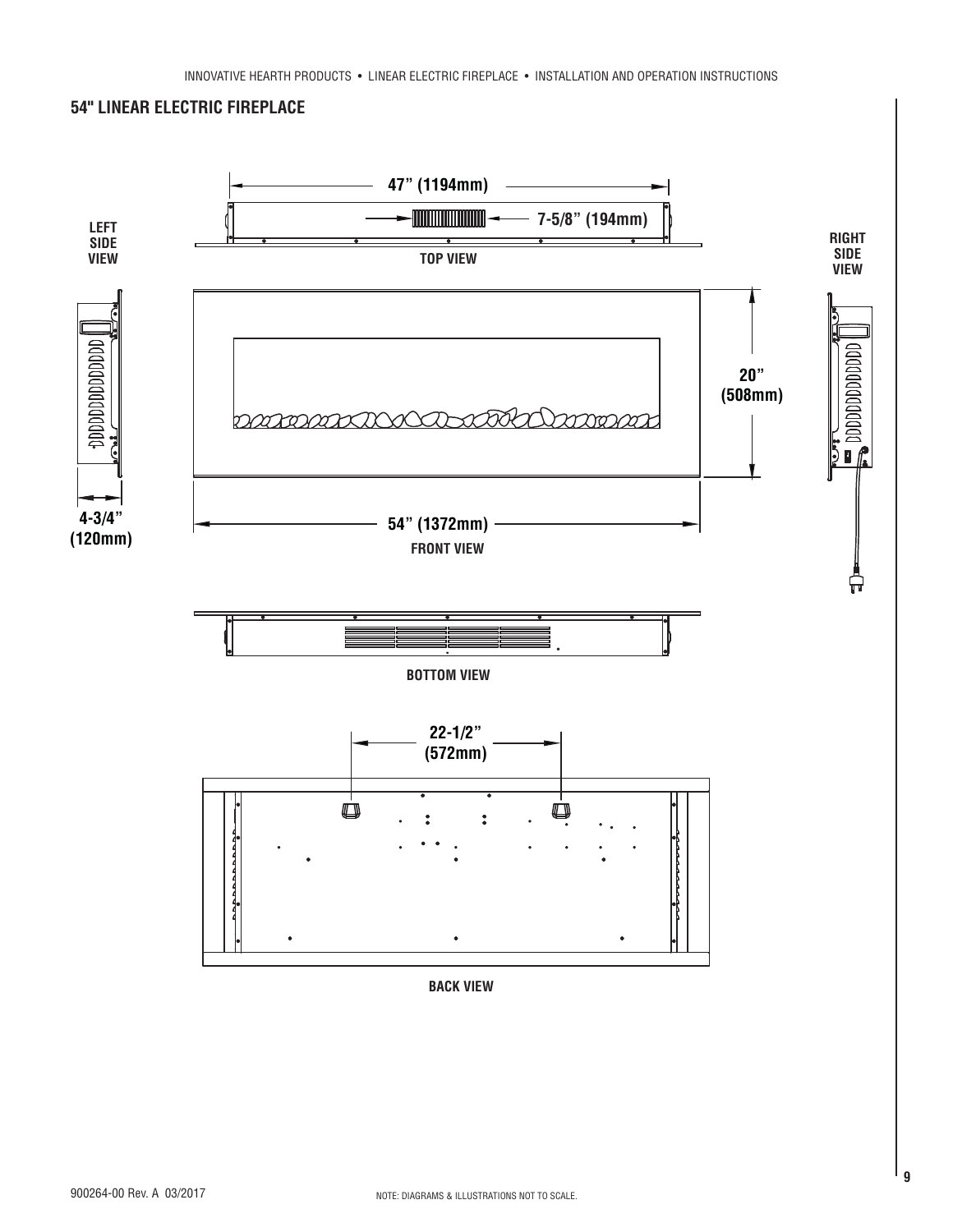## 54" LINEAR ELECTRIC FIREPLACE

47" (1194mm)

7-5/8" (194mm)

LEFT SIDE VIEW

TOP VIEW

RIGHT SIDE VIEW

20" (508mm)

4-3/4" (120mm)

54" (1372mm)

FRONT VIEW

BOTTOM VIEW

22-1/2" (572mm)

BACK VIEW

900264-00 Rev. A 03/2017

NOTE: DIAGRAMS & ILLUSTRATIONS NOT TO SCALE.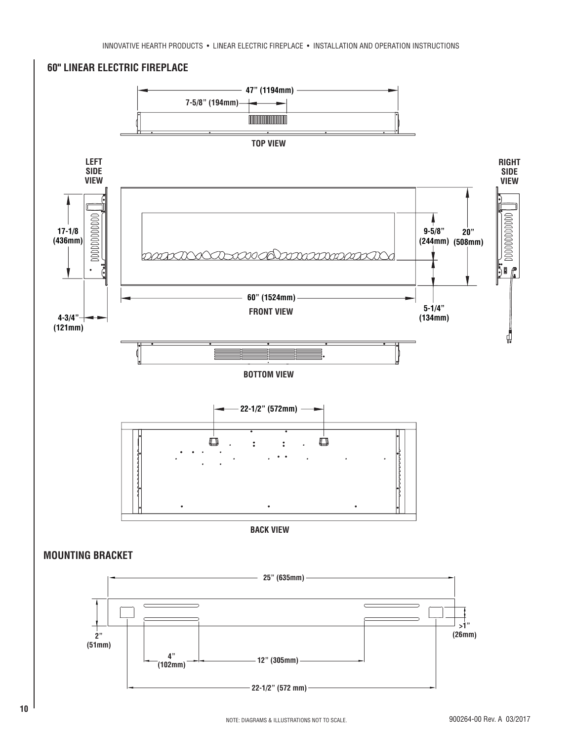## 60" LINEAR ELECTRIC FIREPLACE

47" (1194mm)

7-5/8" (194mm)

TOP VIEW

LEFT SIDE VIEW

RIGHT SIDE VIEW

17-1/8 (436mm)

9-5/8" (244mm)

20" (508mm)

60" (1524mm)

FRONT VIEW

5-1/4" (134mm)

4-3/4" (121mm)

BOTTOM VIEW

22-1/2" (572mm)

BACK VIEW

## MOUNTING BRACKET

25" (635mm)

2" (51mm)

>1" (26mm)

4" (102mm)

12" (305mm)

22-1/2" (572 mm)

NOTE: DIAGRAMS & ILLUSTRATIONS NOT TO SCALE.

900264-00 Rev. A 03/2017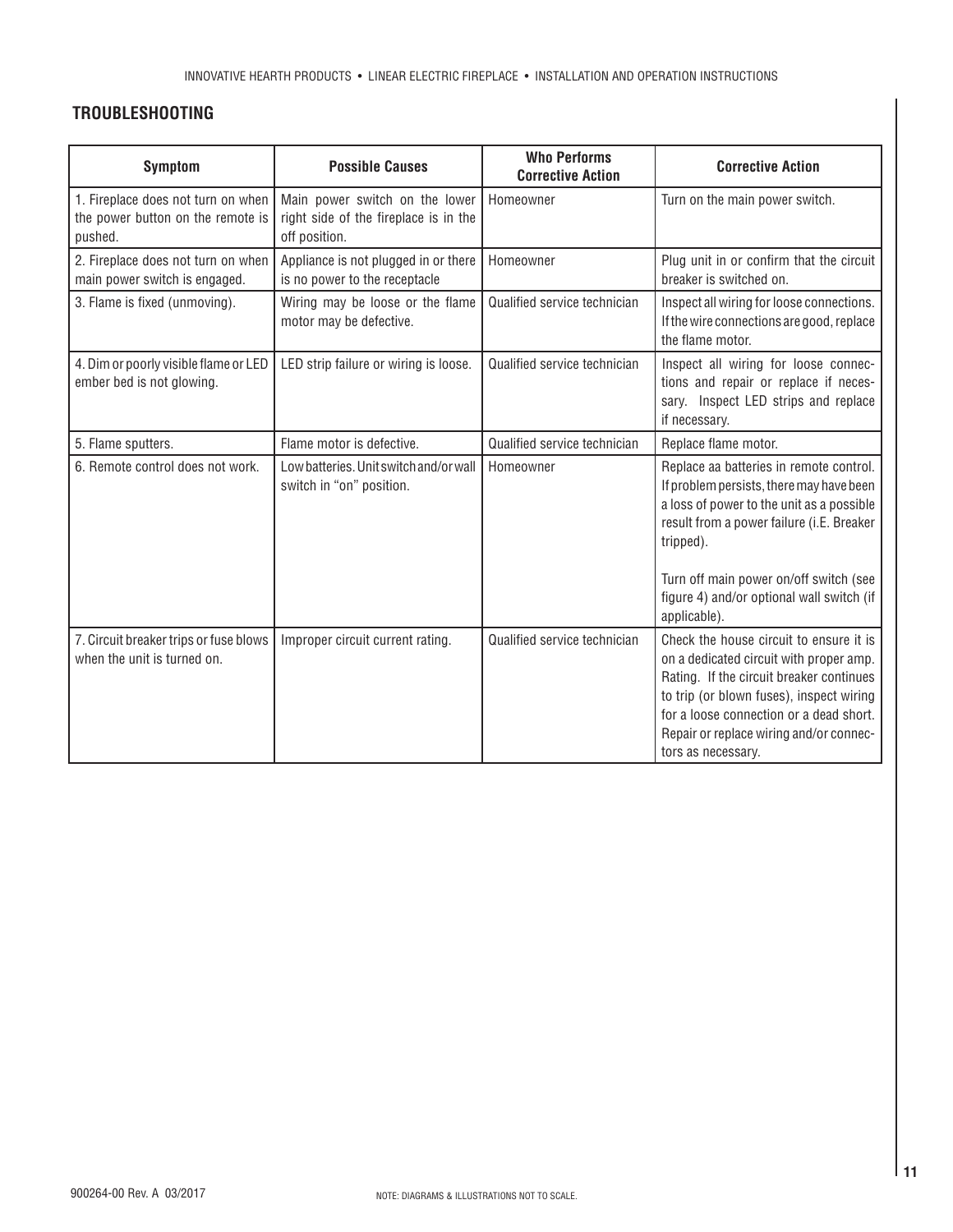## TROUBLESHOOTING

| Symptom | Possible Causes | Who Performs Corrective Action | Corrective Action |
|---|---|---|---|
| 1. Fireplace does not turn on when the power button on the remote is pushed. | Main power switch on the lower right side of the fireplace is in the off position. | Homeowner | Turn on the main power switch. |
| 2. Fireplace does not turn on when main power switch is engaged. | Appliance is not plugged in or there is no power to the receptacle | Homeowner | Plug unit in or confirm that the circuit breaker is switched on. |
| 3. Flame is fixed (unmoving). | Wiring may be loose or the flame motor may be defective. | Qualified service technician | Inspect all wiring for loose connections. If the wire connections are good, replace the flame motor. |
| 4. Dim or poorly visible flame or LED ember bed is not glowing. | LED strip failure or wiring is loose. | Qualified service technician | Inspect all wiring for loose connections and repair or replace if necessary. Inspect LED strips and replace if necessary. |
| 5. Flame sputters. | Flame motor is defective. | Qualified service technician | Replace flame motor. |
| 6. Remote control does not work. | Low batteries. Unit switch and/or wall switch in "on" position. | Homeowner | Replace aa batteries in remote control. If problem persists, there may have been a loss of power to the unit as a possible result from a power failure (i.E. Breaker tripped).<br><br>Turn off main power on/off switch (see figure 4) and/or optional wall switch (if applicable). |
| 7. Circuit breaker trips or fuse blows when the unit is turned on. | Improper circuit current rating. | Qualified service technician | Check the house circuit to ensure it is on a dedicated circuit with proper amp. Rating. If the circuit breaker continues to trip (or blown fuses), inspect wiring for a loose connection or a dead short. Repair or replace wiring and/or connectors as necessary. |

NOTE: DIAGRAMS & ILLUSTRATIONS NOT TO SCALE.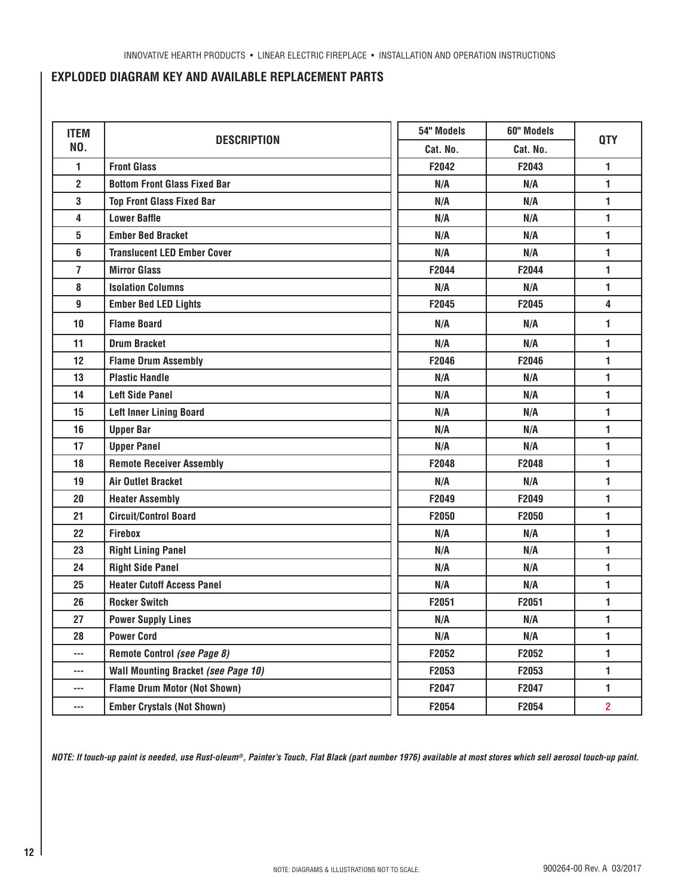## EXPLODED DIAGRAM KEY AND AVAILABLE REPLACEMENT PARTS

| ITEM NO. | DESCRIPTION | 54" Models | 60" Models | QTY |
|---|---|---|---|---|
| | | Cat. No. | Cat. No. | |
| 1 | Front Glass | F2042 | F2043 | 1 |
| 2 | Bottom Front Glass Fixed Bar | N/A | N/A | 1 |
| 3 | Top Front Glass Fixed Bar | N/A | N/A | 1 |
| 4 | Lower Baffle | N/A | N/A | 1 |
| 5 | Ember Bed Bracket | N/A | N/A | 1 |
| 6 | Translucent LED Ember Cover | N/A | N/A | 1 |
| 7 | Mirror Glass | F2044 | F2044 | 1 |
| 8 | Isolation Columns | N/A | N/A | 1 |
| 9 | Ember Bed LED Lights | F2045 | F2045 | 4 |
| 10 | Flame Board | N/A | N/A | 1 |
| 11 | Drum Bracket | N/A | N/A | 1 |
| 12 | Flame Drum Assembly | F2046 | F2046 | 1 |
| 13 | Plastic Handle | N/A | N/A | 1 |
| 14 | Left Side Panel | N/A | N/A | 1 |
| 15 | Left Inner Lining Board | N/A | N/A | 1 |
| 16 | Upper Bar | N/A | N/A | 1 |
| 17 | Upper Panel | N/A | N/A | 1 |
| 18 | Remote Receiver Assembly | F2048 | F2048 | 1 |
| 19 | Air Outlet Bracket | N/A | N/A | 1 |
| 20 | Heater Assembly | F2049 | F2049 | 1 |
| 21 | Circuit/Control Board | F2050 | F2050 | 1 |
| 22 | Firebox | N/A | N/A | 1 |
| 23 | Right Lining Panel | N/A | N/A | 1 |
| 24 | Right Side Panel | N/A | N/A | 1 |
| 25 | Heater Cutoff Access Panel | N/A | N/A | 1 |
| 26 | Rocker Switch | F2051 | F2051 | 1 |
| 27 | Power Supply Lines | N/A | N/A | 1 |
| 28 | Power Cord | N/A | N/A | 1 |
| --- | Remote Control *(see Page 8)* | F2052 | F2052 | 1 |
| --- | Wall Mounting Bracket *(see Page 10)* | F2053 | F2053 | 1 |
| --- | Flame Drum Motor (Not Shown) | F2047 | F2047 | 1 |
| --- | Ember Crystals (Not Shown) | F2054 | F2054 | 2 |

***NOTE: If touch-up paint is needed, use Rust-oleum®, Painter's Touch, Flat Black (part number 1976) available at most stores which sell aerosol touch-up paint.***

NOTE: DIAGRAMS & ILLUSTRATIONS NOT TO SCALE.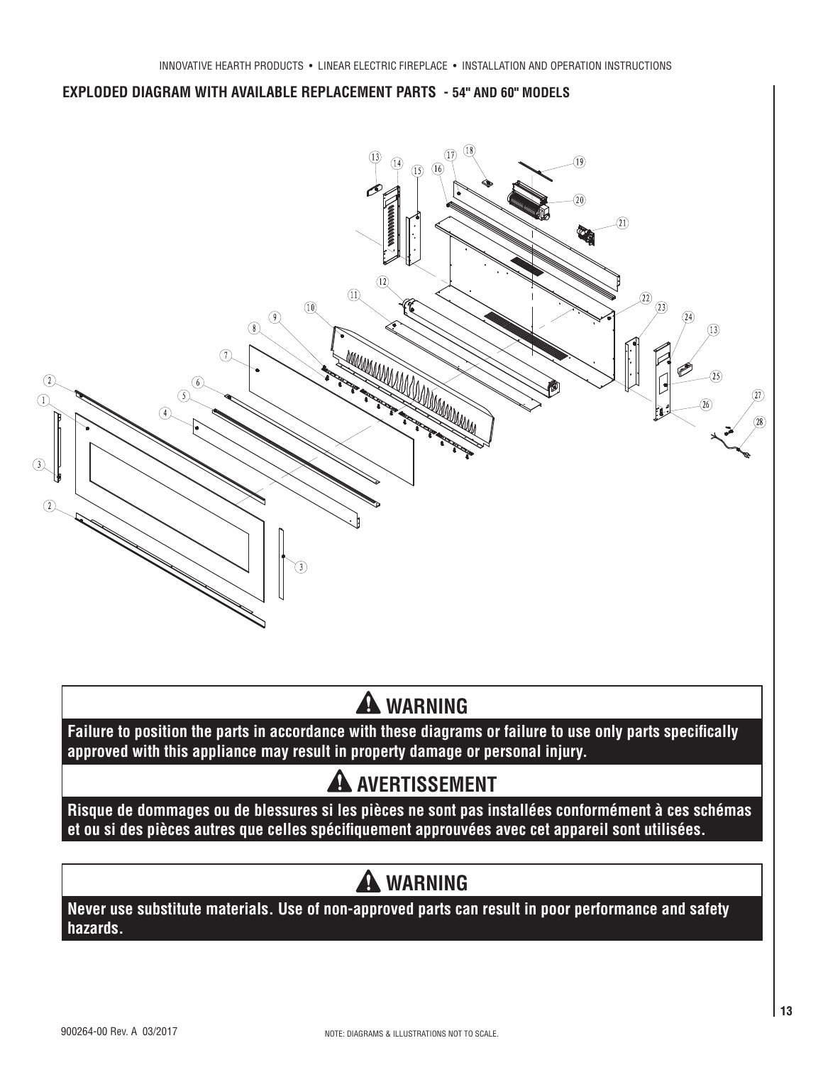## EXPLODED DIAGRAM WITH AVAILABLE REPLACEMENT PARTS - 54" AND 60" MODELS

## ⚠ WARNING

**Failure to position the parts in accordance with these diagrams or failure to use only parts specifically approved with this appliance may result in property damage or personal injury.**

## ⚠ AVERTISSEMENT

**Risque de dommages ou de blessures si les pièces ne sont pas installées conformément à ces schémas et ou si des pièces autres que celles spécifiquement approuvées avec cet appareil sont utilisées.**

## ⚠ WARNING

**Never use substitute materials. Use of non-approved parts can result in poor performance and safety hazards.**

900264-00 Rev. A 03/2017

NOTE: DIAGRAMS & ILLUSTRATIONS NOT TO SCALE.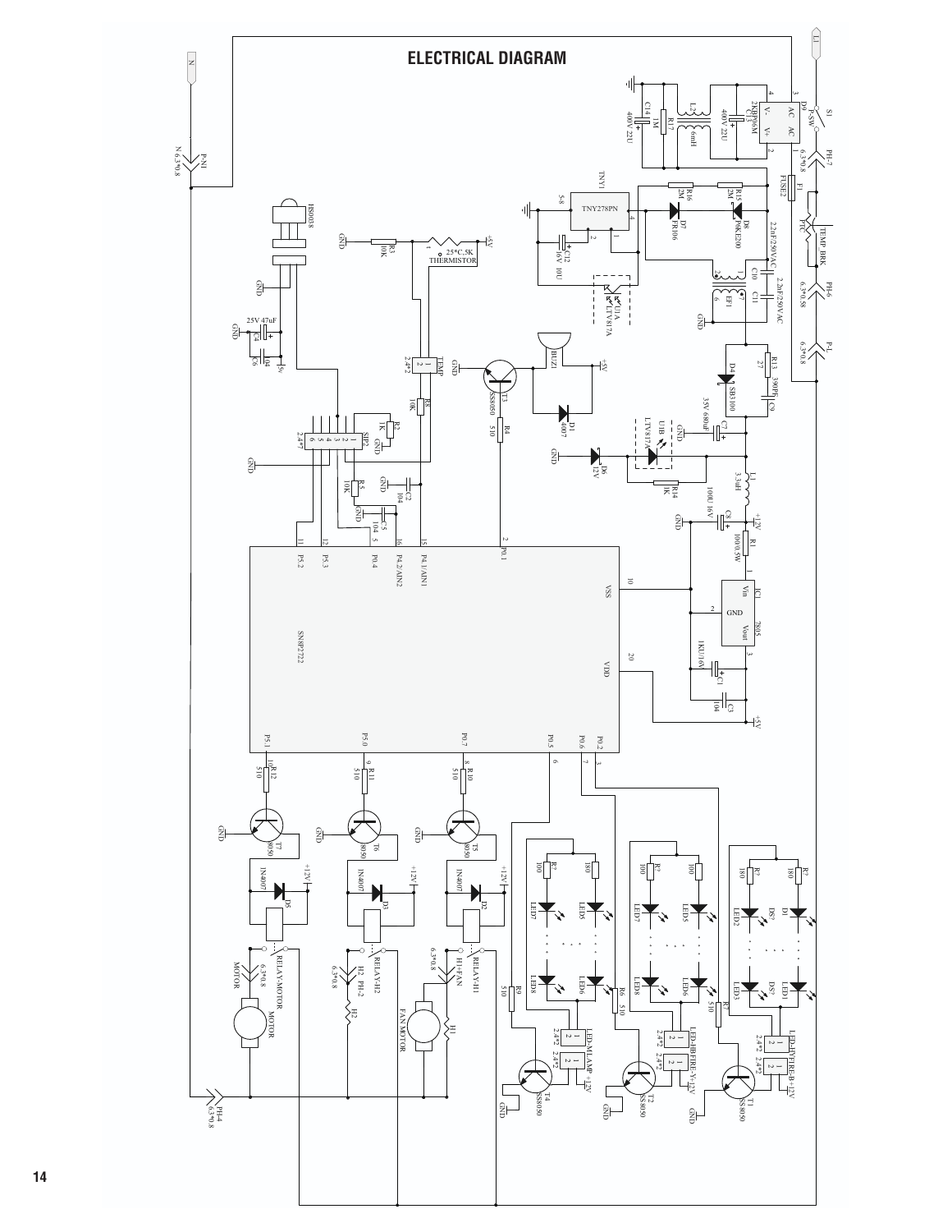# ELECTRICAL DIAGRAM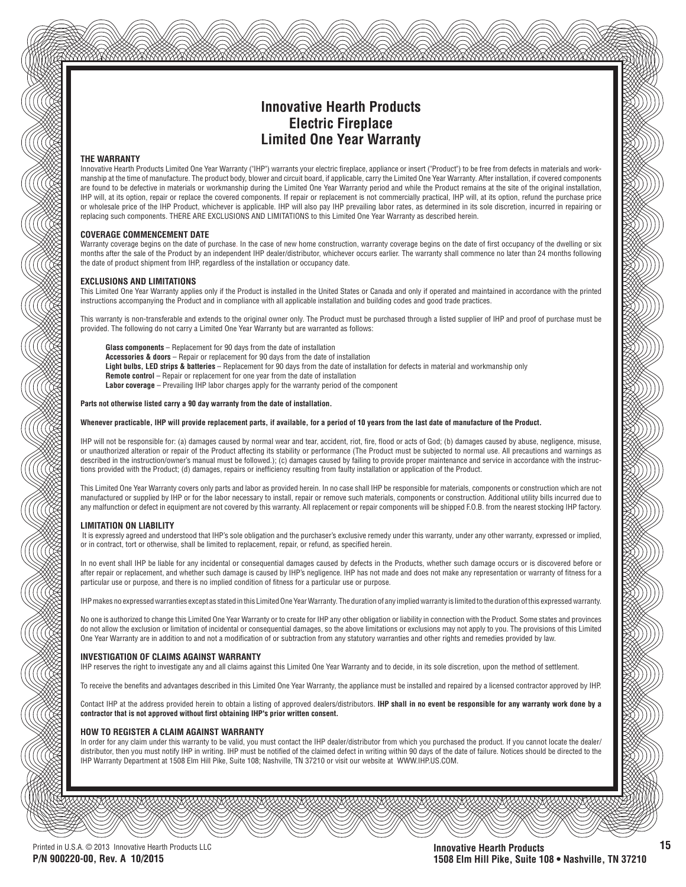# Innovative Hearth Products
# Electric Fireplace
# Limited One Year Warranty

### THE WARRANTY

Innovative Hearth Products Limited One Year Warranty ("IHP") warrants your electric fireplace, appliance or insert ("Product") to be free from defects in materials and workmanship at the time of manufacture. The product body, blower and circuit board, if applicable, carry the Limited One Year Warranty. After installation, if covered components are found to be defective in materials or workmanship during the Limited One Year Warranty period and while the Product remains at the site of the original installation, IHP will, at its option, repair or replace the covered components. If repair or replacement is not commercially practical, IHP will, at its option, refund the purchase price or wholesale price of the IHP Product, whichever is applicable. IHP will also pay IHP prevailing labor rates, as determined in its sole discretion, incurred in repairing or replacing such components. THERE ARE EXCLUSIONS AND LIMITATIONS to this Limited One Year Warranty as described herein.

### COVERAGE COMMENCEMENT DATE

Warranty coverage begins on the date of purchase. In the case of new home construction, warranty coverage begins on the date of first occupancy of the dwelling or six months after the sale of the Product by an independent IHP dealer/distributor, whichever occurs earlier. The warranty shall commence no later than 24 months following the date of product shipment from IHP, regardless of the installation or occupancy date.

### EXCLUSIONS AND LIMITATIONS

This Limited One Year Warranty applies only if the Product is installed in the United States or Canada and only if operated and maintained in accordance with the printed instructions accompanying the Product and in compliance with all applicable installation and building codes and good trade practices.

This warranty is non-transferable and extends to the original owner only. The Product must be purchased through a listed supplier of IHP and proof of purchase must be provided. The following do not carry a Limited One Year Warranty but are warranted as follows:

- **Glass components** – Replacement for 90 days from the date of installation
- **Accessories & doors** – Repair or replacement for 90 days from the date of installation
- **Light bulbs, LED strips & batteries** – Replacement for 90 days from the date of installation for defects in material and workmanship only
- **Remote control** – Repair or replacement for one year from the date of installation
- **Labor coverage** – Prevailing IHP labor charges apply for the warranty period of the component

**Parts not otherwise listed carry a 90 day warranty from the date of installation.**

**Whenever practicable, IHP will provide replacement parts, if available, for a period of 10 years from the last date of manufacture of the Product.**

IHP will not be responsible for: (a) damages caused by normal wear and tear, accident, riot, fire, flood or acts of God; (b) damages caused by abuse, negligence, misuse, or unauthorized alteration or repair of the Product affecting its stability or performance (The Product must be subjected to normal use. All precautions and warnings as described in the instruction/owner's manual must be followed.); (c) damages caused by failing to provide proper maintenance and service in accordance with the instructions provided with the Product; (d) damages, repairs or inefficiency resulting from faulty installation or application of the Product.

This Limited One Year Warranty covers only parts and labor as provided herein. In no case shall IHP be responsible for materials, components or construction which are not manufactured or supplied by IHP or for the labor necessary to install, repair or remove such materials, components or construction. Additional utility bills incurred due to any malfunction or defect in equipment are not covered by this warranty. All replacement or repair components will be shipped F.O.B. from the nearest stocking IHP factory.

### LIMITATION ON LIABILITY

It is expressly agreed and understood that IHP's sole obligation and the purchaser's exclusive remedy under this warranty, under any other warranty, expressed or implied, or in contract, tort or otherwise, shall be limited to replacement, repair, or refund, as specified herein.

In no event shall IHP be liable for any incidental or consequential damages caused by defects in the Products, whether such damage occurs or is discovered before or after repair or replacement, and whether such damage is caused by IHP's negligence. IHP has not made and does not make any representation or warranty of fitness for a particular use or purpose, and there is no implied condition of fitness for a particular use or purpose.

IHP makes no expressed warranties except as stated in this Limited One Year Warranty. The duration of any implied warranty is limited to the duration of this expressed warranty.

No one is authorized to change this Limited One Year Warranty or to create for IHP any other obligation or liability in connection with the Product. Some states and provinces do not allow the exclusion or limitation of incidental or consequential damages, so the above limitations or exclusions may not apply to you. The provisions of this Limited One Year Warranty are in addition to and not a modification of or subtraction from any statutory warranties and other rights and remedies provided by law.

### INVESTIGATION OF CLAIMS AGAINST WARRANTY

IHP reserves the right to investigate any and all claims against this Limited One Year Warranty and to decide, in its sole discretion, upon the method of settlement.

To receive the benefits and advantages described in this Limited One Year Warranty, the appliance must be installed and repaired by a licensed contractor approved by IHP.

Contact IHP at the address provided herein to obtain a listing of approved dealers/distributors. **IHP shall in no event be responsible for any warranty work done by a contractor that is not approved without first obtaining IHP's prior written consent.**

### HOW TO REGISTER A CLAIM AGAINST WARRANTY

In order for any claim under this warranty to be valid, you must contact the IHP dealer/distributor from which you purchased the product. If you cannot locate the dealer/distributor, then you must notify IHP in writing. IHP must be notified of the claimed defect in writing within 90 days of the date of failure. Notices should be directed to the IHP Warranty Department at 1508 Elm Hill Pike, Suite 108; Nashville, TN 37210 or visit our website at WWW.IHP.US.COM.

Printed in U.S.A. © 2013 Innovative Hearth Products LLC
**P/N 900220-00, Rev. A 10/2015**

**Innovative Hearth Products**
**1508 Elm Hill Pike, Suite 108 • Nashville, TN 37210**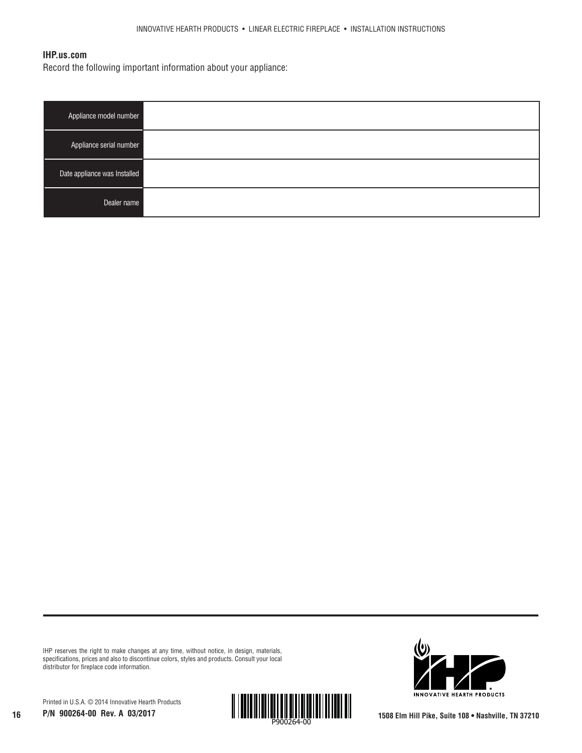**IHP.us.com**

Record the following important information about your appliance:

| | |
|---|---|
| Appliance model number | |
| Appliance serial number | |
| Date appliance was Installed | |
| Dealer name | |

IHP reserves the right to make changes at any time, without notice, in design, materials, specifications, prices and also to discontinue colors, styles and products. Consult your local distributor for fireplace code information.

Printed in U.S.A. © 2014 Innovative Hearth Products

**P/N 900264-00 Rev. A 03/2017**

P900264-00

INNOVATIVE HEARTH PRODUCTS

**1508 Elm Hill Pike, Suite 108 • Nashville, TN 37210**